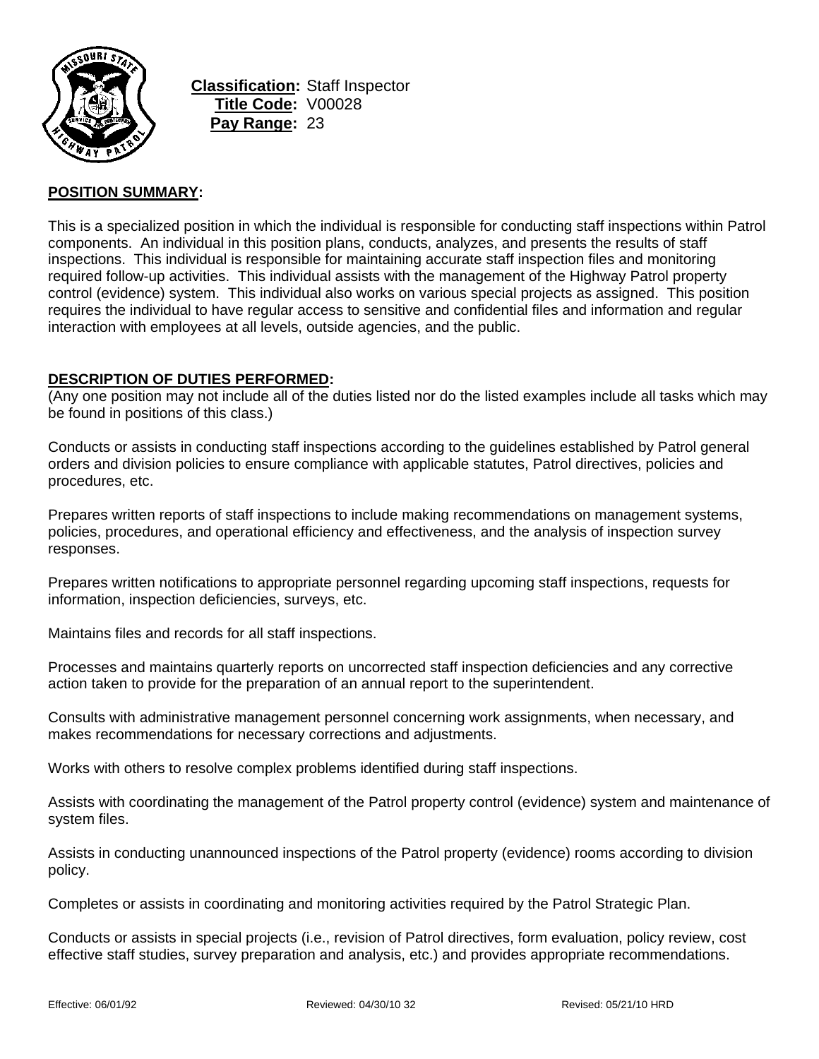**Classification:** Staff Inspector
**Title Code:** V00028
**Pay Range:** 23

## POSITION SUMMARY:

This is a specialized position in which the individual is responsible for conducting staff inspections within Patrol components. An individual in this position plans, conducts, analyzes, and presents the results of staff inspections. This individual is responsible for maintaining accurate staff inspection files and monitoring required follow-up activities. This individual assists with the management of the Highway Patrol property control (evidence) system. This individual also works on various special projects as assigned. This position requires the individual to have regular access to sensitive and confidential files and information and regular interaction with employees at all levels, outside agencies, and the public.

## DESCRIPTION OF DUTIES PERFORMED:

(Any one position may not include all of the duties listed nor do the listed examples include all tasks which may be found in positions of this class.)

Conducts or assists in conducting staff inspections according to the guidelines established by Patrol general orders and division policies to ensure compliance with applicable statutes, Patrol directives, policies and procedures, etc.

Prepares written reports of staff inspections to include making recommendations on management systems, policies, procedures, and operational efficiency and effectiveness, and the analysis of inspection survey responses.

Prepares written notifications to appropriate personnel regarding upcoming staff inspections, requests for information, inspection deficiencies, surveys, etc.

Maintains files and records for all staff inspections.

Processes and maintains quarterly reports on uncorrected staff inspection deficiencies and any corrective action taken to provide for the preparation of an annual report to the superintendent.

Consults with administrative management personnel concerning work assignments, when necessary, and makes recommendations for necessary corrections and adjustments.

Works with others to resolve complex problems identified during staff inspections.

Assists with coordinating the management of the Patrol property control (evidence) system and maintenance of system files.

Assists in conducting unannounced inspections of the Patrol property (evidence) rooms according to division policy.

Completes or assists in coordinating and monitoring activities required by the Patrol Strategic Plan.

Conducts or assists in special projects (i.e., revision of Patrol directives, form evaluation, policy review, cost effective staff studies, survey preparation and analysis, etc.) and provides appropriate recommendations.

Effective: 06/01/92 Reviewed: 04/30/10 32 Revised: 05/21/10 HRD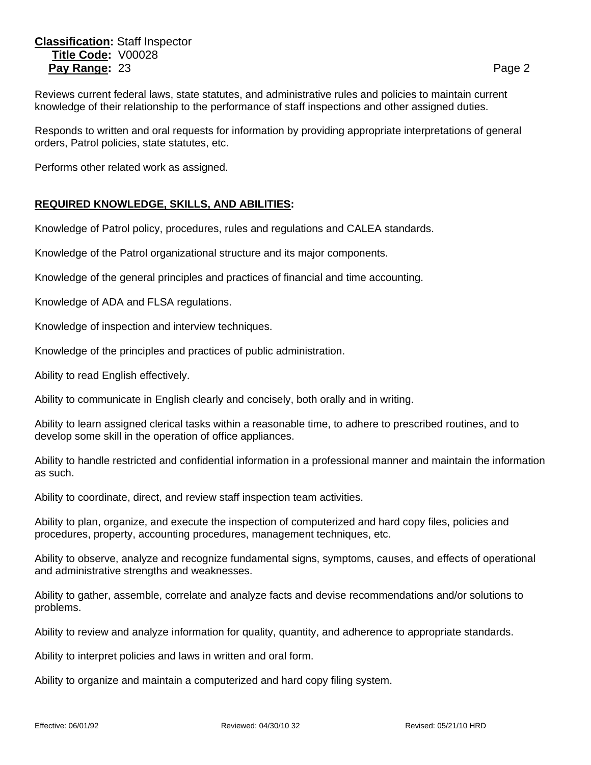Reviews current federal laws, state statutes, and administrative rules and policies to maintain current knowledge of their relationship to the performance of staff inspections and other assigned duties.

Responds to written and oral requests for information by providing appropriate interpretations of general orders, Patrol policies, state statutes, etc.

Performs other related work as assigned.

## REQUIRED KNOWLEDGE, SKILLS, AND ABILITIES:

Knowledge of Patrol policy, procedures, rules and regulations and CALEA standards.

Knowledge of the Patrol organizational structure and its major components.

Knowledge of the general principles and practices of financial and time accounting.

Knowledge of ADA and FLSA regulations.

Knowledge of inspection and interview techniques.

Knowledge of the principles and practices of public administration.

Ability to read English effectively.

Ability to communicate in English clearly and concisely, both orally and in writing.

Ability to learn assigned clerical tasks within a reasonable time, to adhere to prescribed routines, and to develop some skill in the operation of office appliances.

Ability to handle restricted and confidential information in a professional manner and maintain the information as such.

Ability to coordinate, direct, and review staff inspection team activities.

Ability to plan, organize, and execute the inspection of computerized and hard copy files, policies and procedures, property, accounting procedures, management techniques, etc.

Ability to observe, analyze and recognize fundamental signs, symptoms, causes, and effects of operational and administrative strengths and weaknesses.

Ability to gather, assemble, correlate and analyze facts and devise recommendations and/or solutions to problems.

Ability to review and analyze information for quality, quantity, and adherence to appropriate standards.

Ability to interpret policies and laws in written and oral form.

Ability to organize and maintain a computerized and hard copy filing system.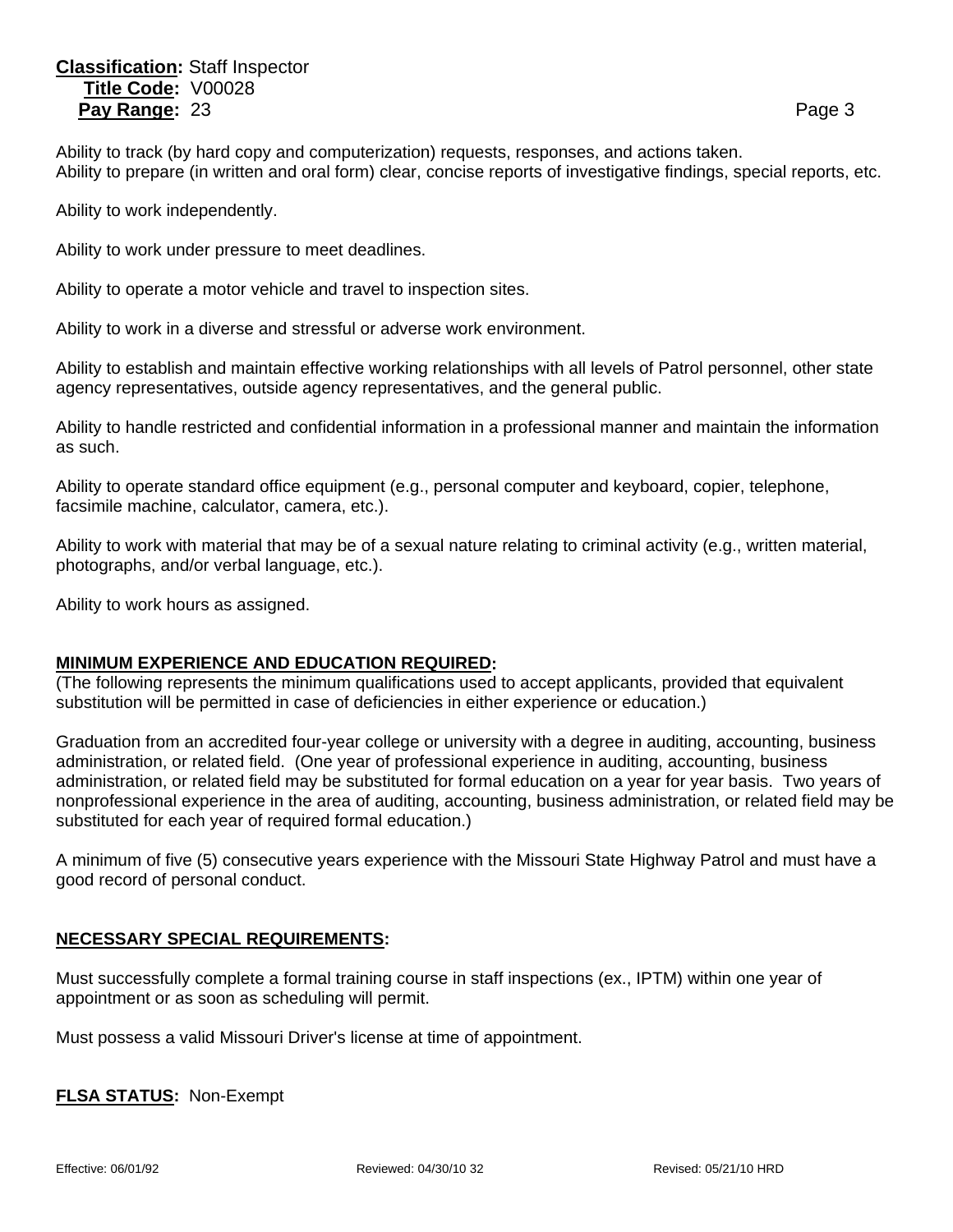Ability to track (by hard copy and computerization) requests, responses, and actions taken.
Ability to prepare (in written and oral form) clear, concise reports of investigative findings, special reports, etc.

Ability to work independently.

Ability to work under pressure to meet deadlines.

Ability to operate a motor vehicle and travel to inspection sites.

Ability to work in a diverse and stressful or adverse work environment.

Ability to establish and maintain effective working relationships with all levels of Patrol personnel, other state agency representatives, outside agency representatives, and the general public.

Ability to handle restricted and confidential information in a professional manner and maintain the information as such.

Ability to operate standard office equipment (e.g., personal computer and keyboard, copier, telephone, facsimile machine, calculator, camera, etc.).

Ability to work with material that may be of a sexual nature relating to criminal activity (e.g., written material, photographs, and/or verbal language, etc.).

Ability to work hours as assigned.

## MINIMUM EXPERIENCE AND EDUCATION REQUIRED:

(The following represents the minimum qualifications used to accept applicants, provided that equivalent substitution will be permitted in case of deficiencies in either experience or education.)

Graduation from an accredited four-year college or university with a degree in auditing, accounting, business administration, or related field. (One year of professional experience in auditing, accounting, business administration, or related field may be substituted for formal education on a year for year basis. Two years of nonprofessional experience in the area of auditing, accounting, business administration, or related field may be substituted for each year of required formal education.)

A minimum of five (5) consecutive years experience with the Missouri State Highway Patrol and must have a good record of personal conduct.

## NECESSARY SPECIAL REQUIREMENTS:

Must successfully complete a formal training course in staff inspections (ex., IPTM) within one year of appointment or as soon as scheduling will permit.

Must possess a valid Missouri Driver's license at time of appointment.

**FLSA STATUS:** Non-Exempt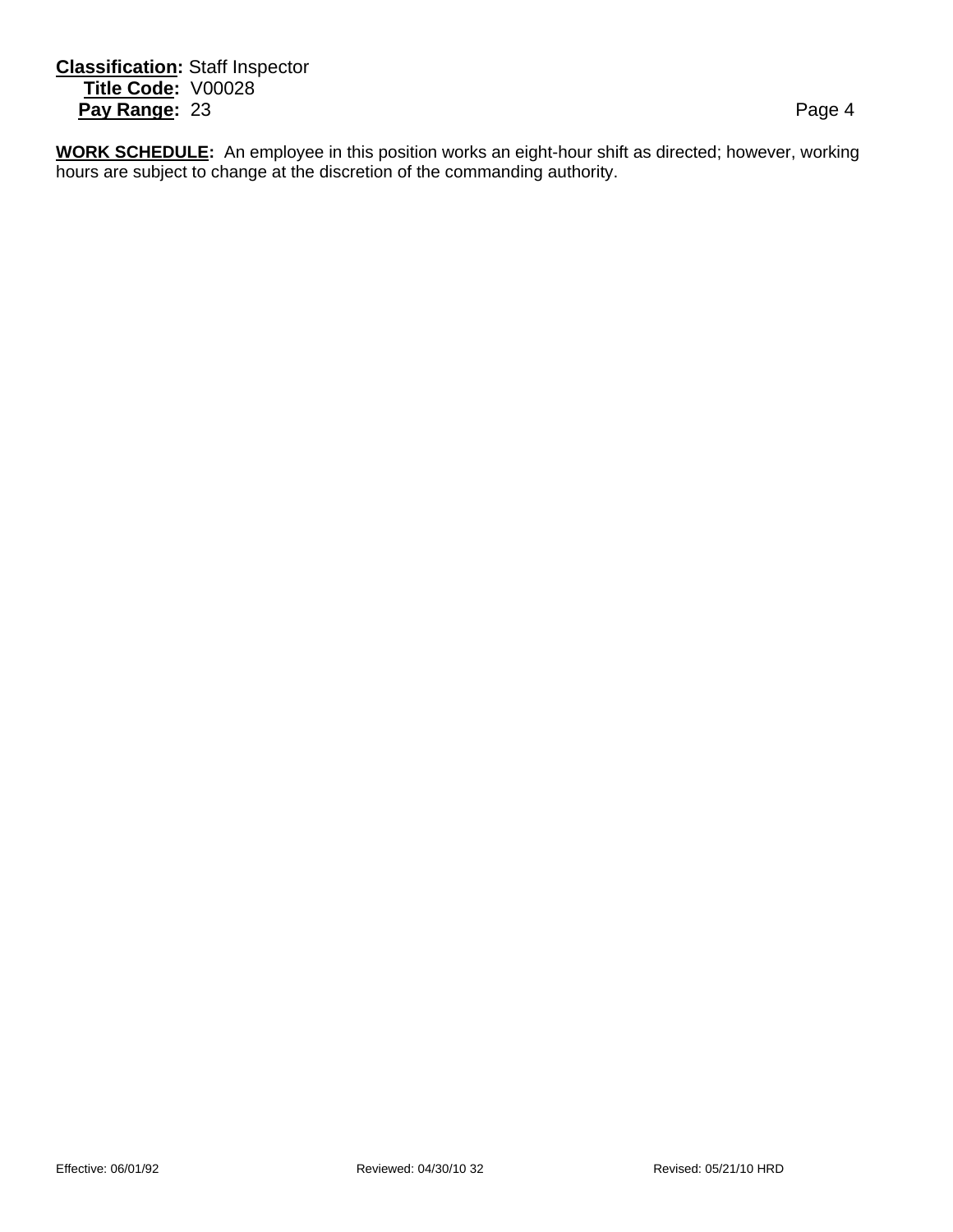**WORK SCHEDULE:** An employee in this position works an eight-hour shift as directed; however, working hours are subject to change at the discretion of the commanding authority.